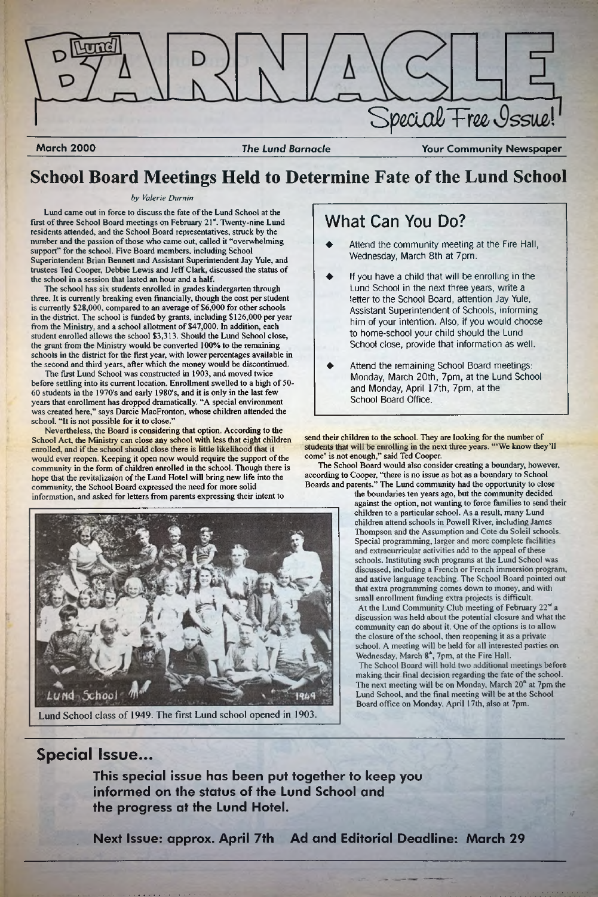# Lund BARNACLE

Special Free Issue!

**March 2000** — *The Lund Barnacle* — **Your Community Newspaper**

## School Board Meetings Held to Determine Fate of the Lund School

*by Valerie Durnin*

Lund came out in force to discuss the fate of the Lund School at the first of three School Board meetings on February 21st. Twenty-nine Lund residents attended, and the School Board representatives, struck by the number and the passion of those who came out, called it "overwhelming support" for the school. Five Board members, including School Superintendent Brian Bennett and Assistant Superintendent Jay Yule, and trustees Ted Cooper, Debbie Lewis and Jeff Clark, discussed the status of the school in a session that lasted an hour and a half.

The school has six students enrolled in grades kindergarten through three. It is currently breaking even financially, though the cost per student is currently $28,000, compared to an average of $6,000 for other schools in the district. The school is funded by grants, including $126,000 per year from the Ministry, and a school allotment of $47,000. In addition, each student enrolled allows the school $3,313. Should the Lund School close, the grant from the Ministry would be converted 100% to the remaining schools in the district for the first year, with lower percentages available in the second and third years, after which the money would be discontinued.

The first Lund School was constructed in 1903, and moved twice before settling into its current location. Enrollment swelled to a high of 50-60 students in the 1970's and early 1980's, and it is only in the last few years that enrollment has dropped dramatically. "A special environment was created here," says Darcie MacFronton, whose children attended the school. "It is not possible for it to close."

Nevertheless, the Board is considering that option. According to the School Act, the Ministry can close any school with less that eight children enrolled, and if the school should close there is little likelihood that it would ever reopen. Keeping it open now would require the support of the community in the form of children enrolled in the school. Though there is hope that the revitalizaion of the Lund Hotel will bring new life into the community, the School Board expressed the need for more solid information, and asked for letters from parents expressing their intent to send their children to the school. They are looking for the number of students that will be enrolling in the next three years. "'We know they'll come' is not enough," said Ted Cooper.

The School Board would also consider creating a boundary, however, according to Cooper, "there is no issue as hot as a boundary to School Boards and parents." The Lund community had the opportunity to close the boundaries ten years ago, but the community decided against the option, not wanting to force families to send their children to a particular school. As a result, many Lund children attend schools in Powell River, including James Thompson and the Assumption and Cote du Soleil schools. Special programming, larger and more complete facilities and extracurricular activities add to the appeal of these schools. Instituting such programs at the Lund School was discussed, including a French or French immersion program, and native language teaching. The School Board pointed out that extra programming comes down to money, and with small enrollment funding extra projects is difficult.

At the Lund Community Club meeting of February 22nd a discussion was held about the potential closure and what the community can do about it. One of the options is to allow the closure of the school, then reopening it as a private school. A meeting will be held for all interested parties on Wednesday, March 8th, 7pm, at the Fire Hall.

The School Board will hold two additional meetings before making their final decision regarding the fate of the school. The next meeting will be on Monday, March 20th at 7pm the Lund School, and the final meeting will be at the School Board office on Monday, April 17th, also at 7pm.

Lund School class of 1949. The first Lund school opened in 1903.

### What Can You Do?

- Attend the community meeting at the Fire Hall, Wednesday, March 8th at 7pm.
- If you have a child that will be enrolling in the Lund School in the next three years, write a letter to the School Board, attention Jay Yule, Assistant Superintendent of Schools, informing him of your intention. Also, if you would choose to home-school your child should the Lund School close, provide that information as well.
- Attend the remaining School Board meetings: Monday, March 20th, 7pm, at the Lund School and Monday, April 17th, 7pm, at the School Board Office.

## Special Issue...

**This special issue has been put together to keep you informed on the status of the Lund School and the progress at the Lund Hotel.**

**Next Issue: approx. April 7th    Ad and Editorial Deadline: March 29**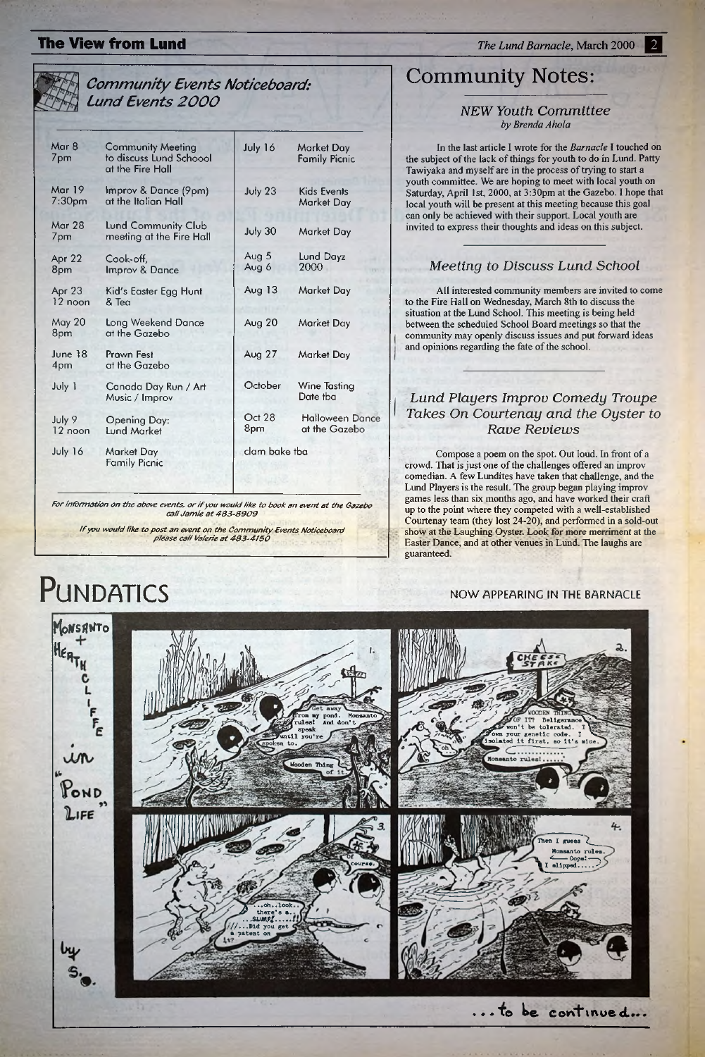## Community Events Noticeboard: Lund Events 2000

| Date | Event | Date | Event |
|---|---|---|---|
| Mar 8 7pm | Community Meeting to discuss Lund Schoool at the Fire Hall | July 16 | Market Day Family Picnic |
| Mar 19 7:30pm | Improv & Dance (9pm) at the Italian Hall | July 23 | Kids Events Market Day |
| Mar 28 7pm | Lund Community Club meeting at the Fire Hall | July 30 | Market Day |
| Apr 22 8pm | Cook-off, Improv & Dance | Aug 5 Aug 6 | Lund Dayz 2000 |
| Apr 23 12 noon | Kid's Easter Egg Hunt & Tea | Aug 13 | Market Day |
| May 20 8pm | Long Weekend Dance at the Gazebo | Aug 20 | Market Day |
| June 18 4pm | Prawn Fest at the Gazebo | Aug 27 | Market Day |
| July 1 | Canada Day Run / Art Music / Improv | October | Wine Tasting Date tba |
| July 9 12 noon | Opening Day: Lund Market | Oct 28 8pm | Halloween Dance at the Gazebo |
| July 16 | Market Day Family Picnic | clam bake tba | |

*For information on the above events, or if you would like to book an event at the Gazebo call Jamie at 483-8909*

*If you would like to post an event on the Community Events Noticeboard please call Valerie at 483-4150*

# Community Notes:

### NEW Youth Committee
*by Brenda Ahola*

In the last article I wrote for the *Barnacle* I touched on the subject of the lack of things for youth to do in Lund. Patty Tawiyaka and myself are in the process of trying to start a youth committee. We are hoping to meet with local youth on Saturday, April 1st, 2000, at 3:30pm at the Gazebo. I hope that local youth will be present at this meeting because this goal can only be achieved with their support. Local youth are invited to express their thoughts and ideas on this subject.

### Meeting to Discuss Lund School

All interested community members are invited to come to the Fire Hall on Wednesday, March 8th to discuss the situation at the Lund School. This meeting is being held between the scheduled School Board meetings so that the community may openly discuss issues and put forward ideas and opinions regarding the fate of the school.

### Lund Players Improv Comedy Troupe Takes On Courtenay and the Oyster to Rave Reviews

Compose a poem on the spot. Out loud. In front of a crowd. That is just one of the challenges offered an improv comedian. A few Lundites have taken that challenge, and the Lund Players is the result. The group began playing improv games less than six months ago, and have worked their craft up to the point where they competed with a well-established Courtenay team (they lost 24-20), and performed in a sold-out show at the Laughing Oyster. Look for more merriment at the Easter Dance, and at other venues in Lund. The laughs are guaranteed.

# PUNDATICS

NOW APPEARING IN THE BARNACLE

Monsanto + Heathcliffe in "Pond Life" by S.

... to be continued...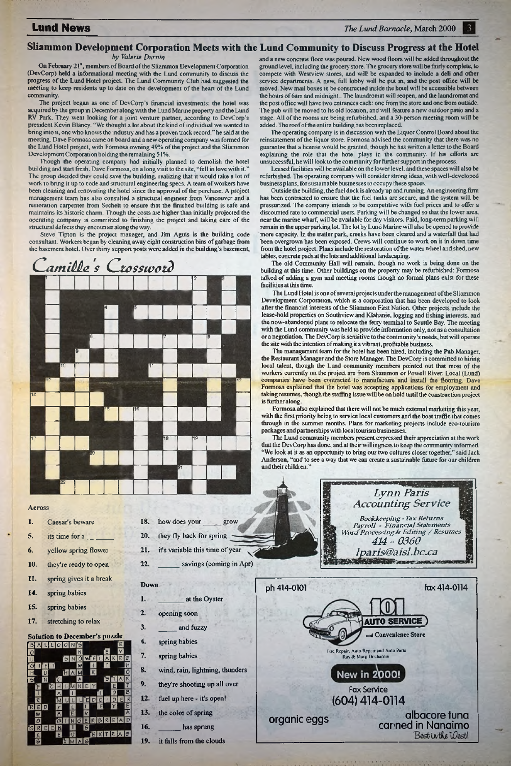## Lund News

# Sliammon Development Corporation Meets with the Lund Community to Discuss Progress at the Hotel

*by Valerie Durnin*

On February 21st, members of Board of the Sliammon Development Corporation (DevCorp) held a informational meeting with the Lund community to discuss the progress of the Lund Hotel project. The Lund Community Club had suggested the meeting to keep residents up to date on the development of the heart of the Lund community.

The project began as one of DevCorp's financial investments; the hotel was acquired by the group in December along with the Lund Marine property and the Lund RV Park. They went looking for a joint venture partner, according to DevCorp's president Kevin Blaney. "We thought a lot about the kind of individual we wanted to bring into it, one who knows the industry and has a proven track record," he said at the meeting. Dave Formosa came on board and a new operating company was formed for the Lund Hotel project, with Formosa owning 49% of the project and the Sliammon Development Corporation holding the remaining 51%.

Though the operating company had initially planned to demolish the hotel building and start fresh, Dave Formosa, on a long visit to the site, "fell in love with it." The group decided they could save the building, realizing that it would take a lot of work to bring it up to code and structural engineering specs. A team of workers have been cleaning and renovating the hotel since the approval of the purchase. A project management team has also consulted a structural engineer from Vancouver and a restoration carpenter from Sechelt to ensure that the finished building is safe and maintains its historic charm. Though the costs are higher than initially projected the operating company is committed to finishing the project and taking care of the structural defects they encounter along the way.

Steve Tipton is the project manager, and Jim Aguis is the building code consultant. Workers began by cleaning away eight construction bins of garbage from the basement hotel. Over thirty support posts were added in the building's basement, and a new concrete floor was poured. New wood floors will be added throughout the ground level, including the grocery store. The grocery store will be fairly complete, to compete with Westview stores, and will be expanded to include a deli and other service departments. A new, full lobby will be put in, and the post office will be moved. New mail boxes to be constructed inside the hotel will be accessible between the hours of 6am and midnight. The laundromat will reopen, and the laundromat and the post office will have two entrances each: one from the store and one from outside. The pub will be moved to its old location, and will feature a new outdoor patio and a stage. All of the rooms are being refurbished, and a 30-person meeting room will be added. The roof of the entire building has been replaced.

The operating company is in discussion with the Liquor Control Board about the reinstatement of the liquor store. Formosa advised the community that there was no guarantee that a license would be granted, though he has written a letter to the Board explaining the role that the hotel plays in the community. If his efforts are unsuccessful, he will look to the community for further support in the process.

Leased facilities will be available on the lower level, and these spaces will also be refurbished. The operating company will consider strong ideas, with well-developed business plans, for sustainable businesses to occupy these spaces.

Outside the building, the fuel dock is already up and running. An engineering firm has been contracted to ensure that the fuel tanks are secure, and the system will be pressurized. The company intends to be competitive with fuel prices and to offer a discounted rate to commercial users. Parking will be changed so that the lower area, near the marine wharf, will be available for day visitors. Paid, long-term parking will remain in the upper parking lot. The lot by Lund Marine will also be opened to provide more capacity. In the trailer park, creeks have been cleared and a waterfall that had been overgrown has been exposed. Crews will continue to work on it in down time from the hotel project. Plans include the restoration of the water wheel and shed, new tables, concrete pads at the lots and additional landscaping.

The old Community Hall will remain, though no work is being done on the building at this time. Other buildings on the property may be refurbished: Formosa talked of adding a gym and meeting rooms though no formal plans exist for these facilities at this time.

The Lund Hotel is one of several projects under the management of the Sliammon Development Corporation, which is a corporation that has been developed to look after the financial interests of the Sliammon First Nation. Other projects include the lease-hold properties on Southview and Klahanie, logging and fishing interests, and the now-abandoned plans to relocate the ferry terminal to Scuttle Bay. The meeting with the Lund community was held to provide information only, not as a consultation or a negotiation. The DevCorp is sensitive to the community's needs, but will operate the site with the intention of making it a vibrant, profitable business.

The management team for the hotel has been hired, including the Pub Manager, the Restaurant Manager and the Store Manager. The DevCorp is committed to hiring local talent, though the Lund community members pointed out that most of the workers currently on the project are from Sliammon or Powell River. Local (Lund) companies have been contracted to manufacture and install the flooring. Dave Formosa explained that the hotel was accepting applications for employment and taking resumes, though the staffing issue will be on hold until the construction project is further along.

Formosa also explained that there will not be much external marketing this year, with the first priority being to service local customers and the boat traffic that comes through in the summer months. Plans for marketing projects include eco-tourism packages and partnerships with local tourism businesses.

The Lund community members present expressed their appreciation at the work that the DevCorp has done, and at their willingness to keep the community informed. "We look at it as an opportunity to bring our two cultures closer together," said Jack Anderson, "and to see a way that we can create a sustainable future for our children and their children."

## Camille's Crossword

**Across**

1. Caesar's beware
5. its time for a __ ____
6. yellow spring flower
10. they're ready to open
11. spring gives it a break
14. spring babies
15. spring babies
17. stretching to relax
18. how does your _____ grow
20. they fly back for spring
21. it's variable this time of year
22. ______ savings (coming in Apr)

**Down**

1. ________ at the Oyster
2. opening soon
3. ____ and fuzzy
4. spring babies
7. spring babies
8. wind, rain, lightning, thunders
9. they're shooting up all over
12. fuel up here - it's open!
13. the color of spring
16. ______ has sprung
19. it falls from the clouds

**Solution to December's puzzle**

---

*Lynn Paris Accounting Service*

*Bookkeeping - Tax Returns*
*Payroll - Financial Statements*
*Word Processing & Editing / Resumes*
*414 - 0360*
*lparis@aisl.bc.ca*

---

ph 414-0101 fax 414-0114

**101 AUTO SERVICE and Convenience Store**

Tire Repair, Auto Repair and Auto Parts
Ray & Marg Ducharme

**New in 2000!**

Fax Service
(604) 414-0114

organic eggs

albacore tuna canned in Nanaimo
*Best in the West!*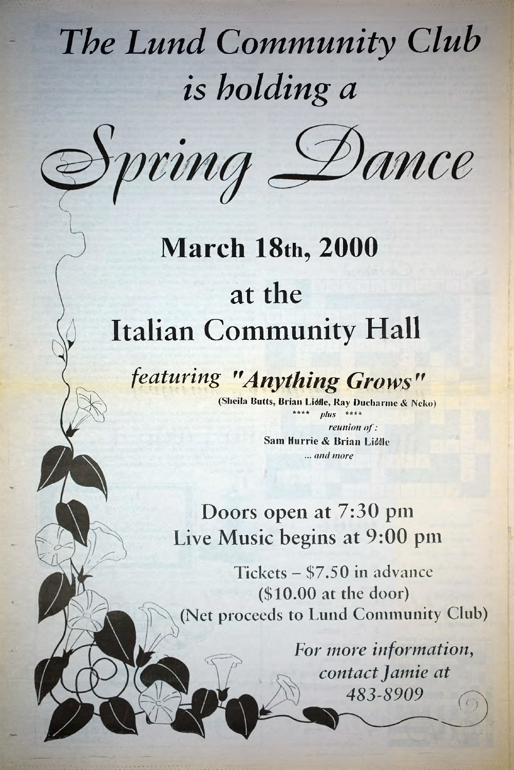# The Lund Community Club is holding a

# Spring Dance

## March 18th, 2000

## at the Italian Community Hall

*featuring* ***"Anything Grows"***

**(Sheila Butts, Brian Liddle, Ray Ducharme & Neko)**

\*\*\*\* *plus* \*\*\*\*

*reunion of :*

**Sam Hurrie & Brian Liddle**

*... and more*

Doors open at 7:30 pm
Live Music begins at 9:00 pm

Tickets – $7.50 in advance
($10.00 at the door)
(Net proceeds to Lund Community Club)

*For more information, contact Jamie at 483-8909*